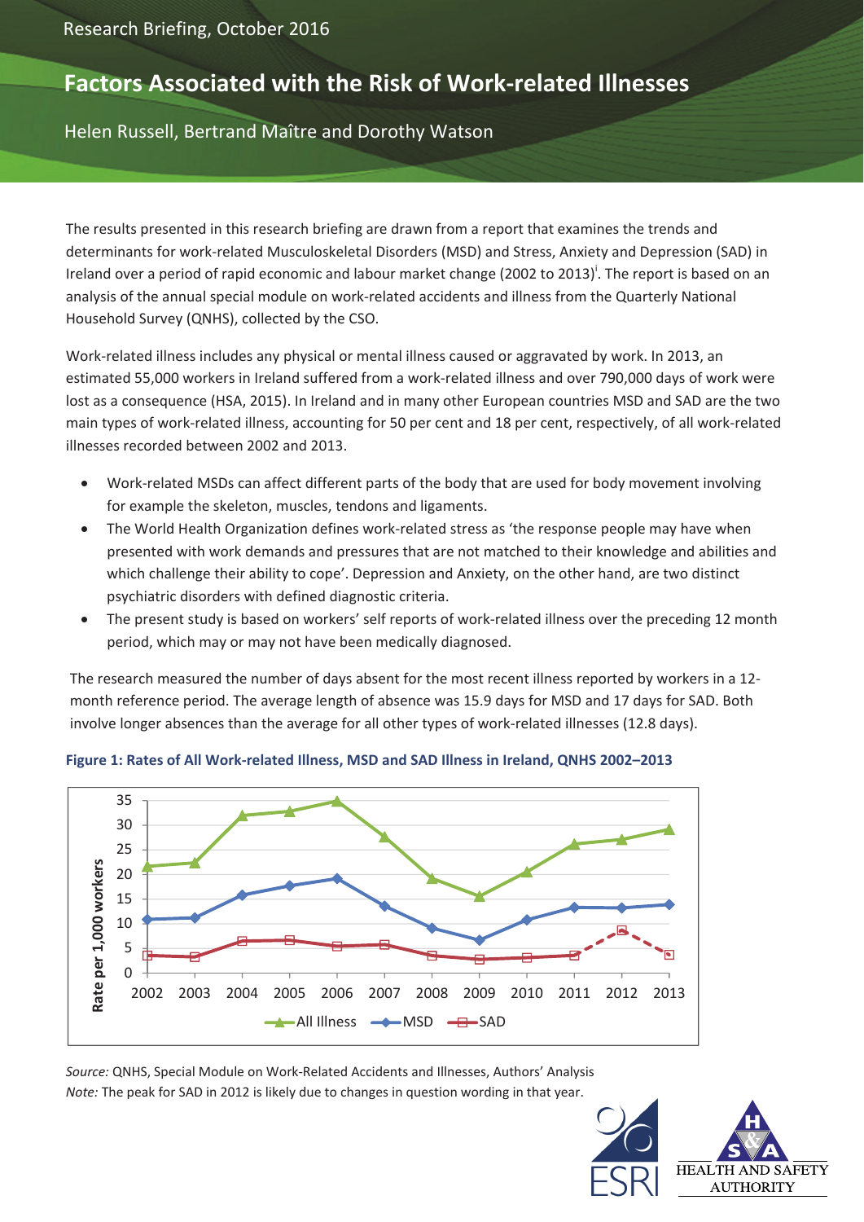Research Briefing, October 2016

# Factors Associated with the Risk of Work-related Illnesses

Helen Russell, Bertrand Maître and Dorothy Watson

The results presented in this research briefing are drawn from a report that examines the trends and determinants for work-related Musculoskeletal Disorders (MSD) and Stress, Anxiety and Depression (SAD) in Ireland over a period of rapid economic and labour market change (2002 to 2013)[i]. The report is based on an analysis of the annual special module on work-related accidents and illness from the Quarterly National Household Survey (QNHS), collected by the CSO.

Work-related illness includes any physical or mental illness caused or aggravated by work. In 2013, an estimated 55,000 workers in Ireland suffered from a work-related illness and over 790,000 days of work were lost as a consequence (HSA, 2015). In Ireland and in many other European countries MSD and SAD are the two main types of work-related illness, accounting for 50 per cent and 18 per cent, respectively, of all work-related illnesses recorded between 2002 and 2013.

- Work-related MSDs can affect different parts of the body that are used for body movement involving for example the skeleton, muscles, tendons and ligaments.
- The World Health Organization defines work-related stress as 'the response people may have when presented with work demands and pressures that are not matched to their knowledge and abilities and which challenge their ability to cope'. Depression and Anxiety, on the other hand, are two distinct psychiatric disorders with defined diagnostic criteria.
- The present study is based on workers' self reports of work-related illness over the preceding 12 month period, which may or may not have been medically diagnosed.

The research measured the number of days absent for the most recent illness reported by workers in a 12-month reference period. The average length of absence was 15.9 days for MSD and 17 days for SAD. Both involve longer absences than the average for all other types of work-related illnesses (12.8 days).

**Figure 1: Rates of All Work-related Illness, MSD and SAD Illness in Ireland, QNHS 2002–2013**

*Source:* QNHS, Special Module on Work-Related Accidents and Illnesses, Authors' Analysis
*Note:* The peak for SAD in 2012 is likely due to changes in question wording in that year.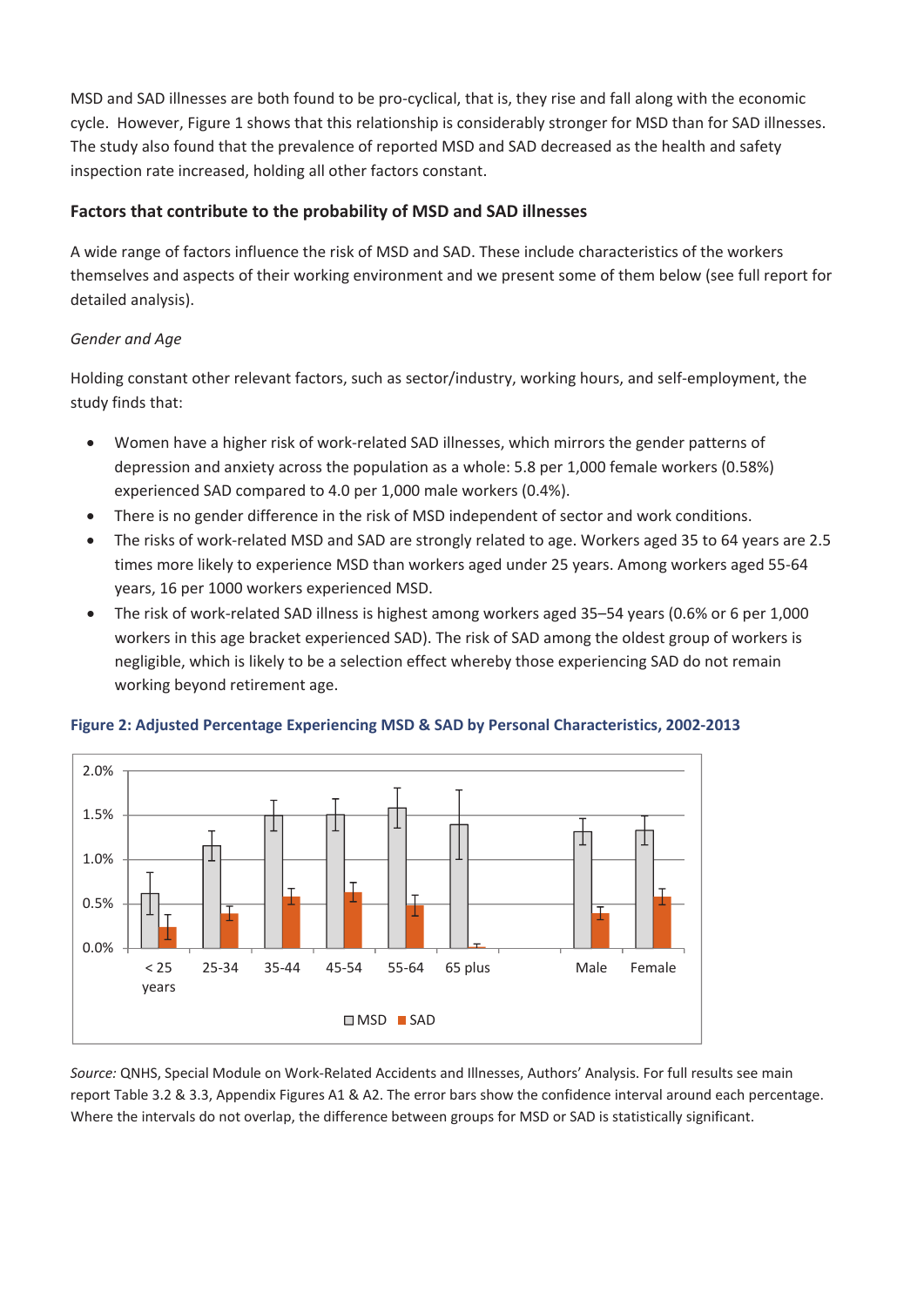MSD and SAD illnesses are both found to be pro-cyclical, that is, they rise and fall along with the economic cycle. However, Figure 1 shows that this relationship is considerably stronger for MSD than for SAD illnesses. The study also found that the prevalence of reported MSD and SAD decreased as the health and safety inspection rate increased, holding all other factors constant.

### Factors that contribute to the probability of MSD and SAD illnesses

A wide range of factors influence the risk of MSD and SAD. These include characteristics of the workers themselves and aspects of their working environment and we present some of them below (see full report for detailed analysis).

*Gender and Age*

Holding constant other relevant factors, such as sector/industry, working hours, and self-employment, the study finds that:

- Women have a higher risk of work-related SAD illnesses, which mirrors the gender patterns of depression and anxiety across the population as a whole: 5.8 per 1,000 female workers (0.58%) experienced SAD compared to 4.0 per 1,000 male workers (0.4%).
- There is no gender difference in the risk of MSD independent of sector and work conditions.
- The risks of work-related MSD and SAD are strongly related to age. Workers aged 35 to 64 years are 2.5 times more likely to experience MSD than workers aged under 25 years. Among workers aged 55-64 years, 16 per 1000 workers experienced MSD.
- The risk of work-related SAD illness is highest among workers aged 35–54 years (0.6% or 6 per 1,000 workers in this age bracket experienced SAD). The risk of SAD among the oldest group of workers is negligible, which is likely to be a selection effect whereby those experiencing SAD do not remain working beyond retirement age.

**Figure 2: Adjusted Percentage Experiencing MSD & SAD by Personal Characteristics, 2002-2013**

*Source:* QNHS, Special Module on Work-Related Accidents and Illnesses, Authors' Analysis. For full results see main report Table 3.2 & 3.3, Appendix Figures A1 & A2. The error bars show the confidence interval around each percentage. Where the intervals do not overlap, the difference between groups for MSD or SAD is statistically significant.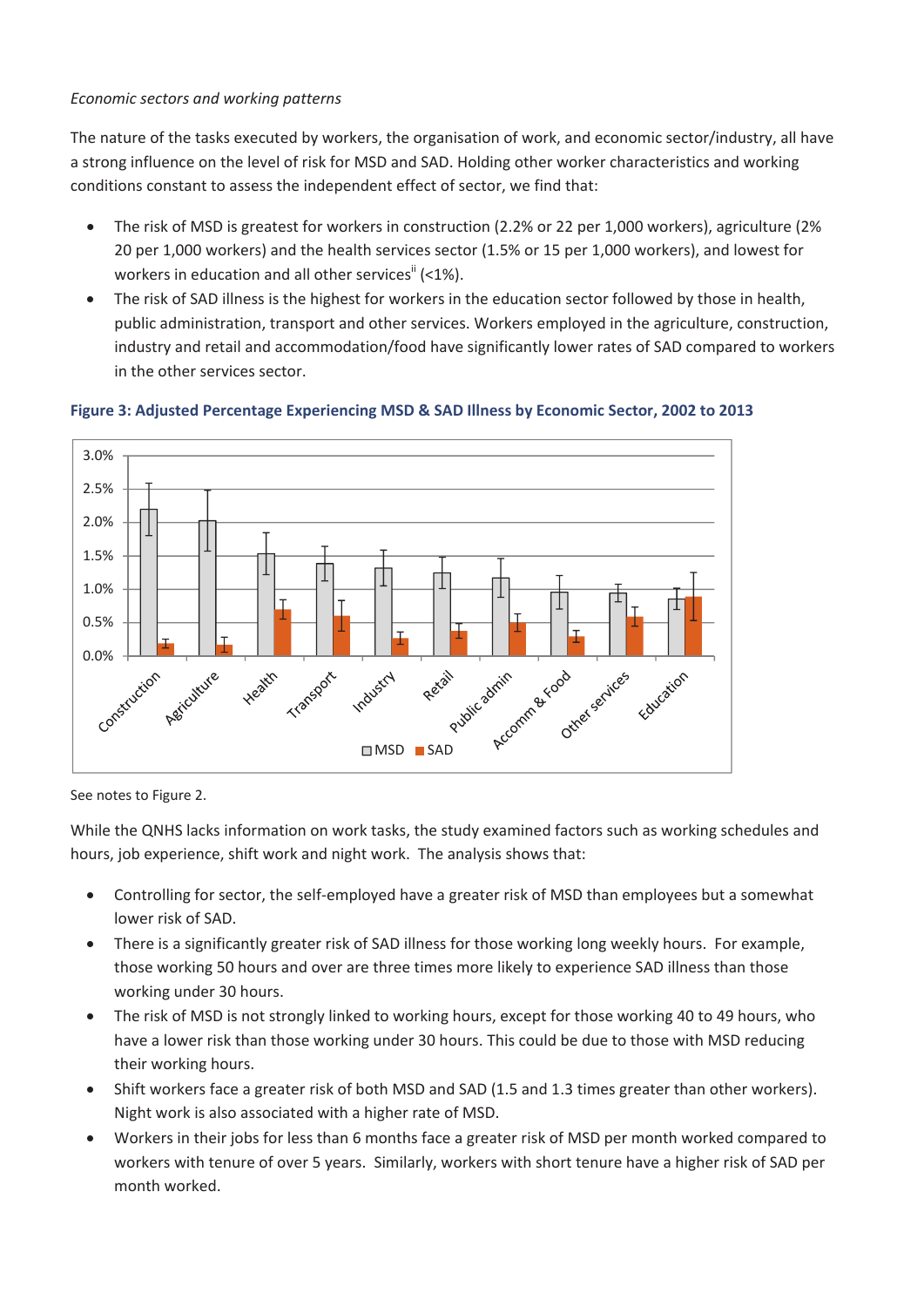*Economic sectors and working patterns*

The nature of the tasks executed by workers, the organisation of work, and economic sector/industry, all have a strong influence on the level of risk for MSD and SAD. Holding other worker characteristics and working conditions constant to assess the independent effect of sector, we find that:

- The risk of MSD is greatest for workers in construction (2.2% or 22 per 1,000 workers), agriculture (2% 20 per 1,000 workers) and the health services sector (1.5% or 15 per 1,000 workers), and lowest for workers in education and all other services[ii] (<1%).
- The risk of SAD illness is the highest for workers in the education sector followed by those in health, public administration, transport and other services. Workers employed in the agriculture, construction, industry and retail and accommodation/food have significantly lower rates of SAD compared to workers in the other services sector.

**Figure 3: Adjusted Percentage Experiencing MSD & SAD Illness by Economic Sector, 2002 to 2013**

See notes to Figure 2.

While the QNHS lacks information on work tasks, the study examined factors such as working schedules and hours, job experience, shift work and night work. The analysis shows that:

- Controlling for sector, the self-employed have a greater risk of MSD than employees but a somewhat lower risk of SAD.
- There is a significantly greater risk of SAD illness for those working long weekly hours. For example, those working 50 hours and over are three times more likely to experience SAD illness than those working under 30 hours.
- The risk of MSD is not strongly linked to working hours, except for those working 40 to 49 hours, who have a lower risk than those working under 30 hours. This could be due to those with MSD reducing their working hours.
- Shift workers face a greater risk of both MSD and SAD (1.5 and 1.3 times greater than other workers). Night work is also associated with a higher rate of MSD.
- Workers in their jobs for less than 6 months face a greater risk of MSD per month worked compared to workers with tenure of over 5 years. Similarly, workers with short tenure have a higher risk of SAD per month worked.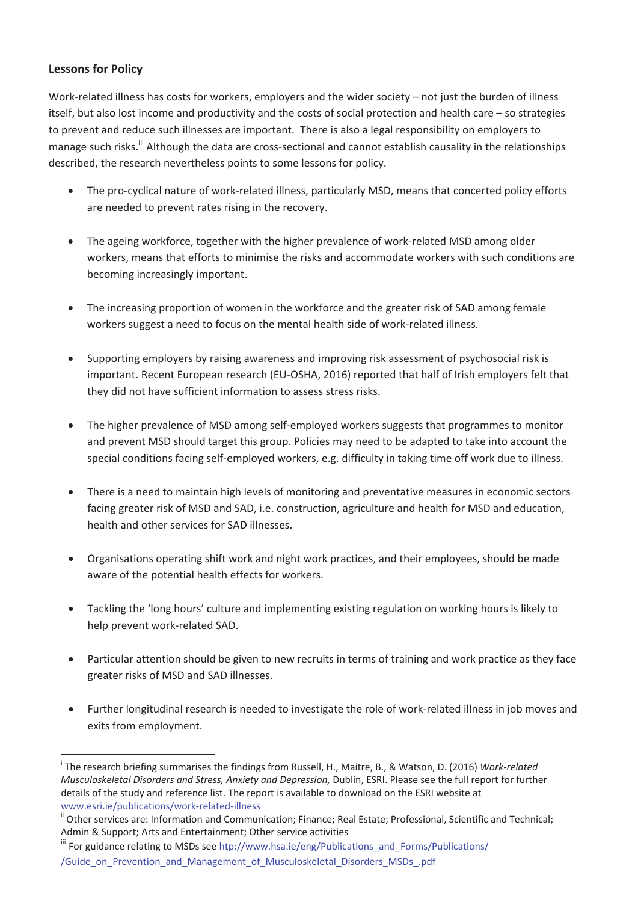## Lessons for Policy

Work-related illness has costs for workers, employers and the wider society – not just the burden of illness itself, but also lost income and productivity and the costs of social protection and health care – so strategies to prevent and reduce such illnesses are important. There is also a legal responsibility on employers to manage such risks.[iii] Although the data are cross-sectional and cannot establish causality in the relationships described, the research nevertheless points to some lessons for policy.

- The pro-cyclical nature of work-related illness, particularly MSD, means that concerted policy efforts are needed to prevent rates rising in the recovery.
- The ageing workforce, together with the higher prevalence of work-related MSD among older workers, means that efforts to minimise the risks and accommodate workers with such conditions are becoming increasingly important.
- The increasing proportion of women in the workforce and the greater risk of SAD among female workers suggest a need to focus on the mental health side of work-related illness.
- Supporting employers by raising awareness and improving risk assessment of psychosocial risk is important. Recent European research (EU-OSHA, 2016) reported that half of Irish employers felt that they did not have sufficient information to assess stress risks.
- The higher prevalence of MSD among self-employed workers suggests that programmes to monitor and prevent MSD should target this group. Policies may need to be adapted to take into account the special conditions facing self-employed workers, e.g. difficulty in taking time off work due to illness.
- There is a need to maintain high levels of monitoring and preventative measures in economic sectors facing greater risk of MSD and SAD, i.e. construction, agriculture and health for MSD and education, health and other services for SAD illnesses.
- Organisations operating shift work and night work practices, and their employees, should be made aware of the potential health effects for workers.
- Tackling the 'long hours' culture and implementing existing regulation on working hours is likely to help prevent work-related SAD.
- Particular attention should be given to new recruits in terms of training and work practice as they face greater risks of MSD and SAD illnesses.
- Further longitudinal research is needed to investigate the role of work-related illness in job moves and exits from employment.

---

[i] The research briefing summarises the findings from Russell, H., Maitre, B., & Watson, D. (2016) *Work-related Musculoskeletal Disorders and Stress, Anxiety and Depression,* Dublin, ESRI. Please see the full report for further details of the study and reference list. The report is available to download on the ESRI website at www.esri.ie/publications/work-related-illness

[ii] Other services are: Information and Communication; Finance; Real Estate; Professional, Scientific and Technical; Admin & Support; Arts and Entertainment; Other service activities

[iii] For guidance relating to MSDs see http://www.hsa.ie/eng/Publications_and_Forms/Publications//Guide_on_Prevention_and_Management_of_Musculoskeletal_Disorders_MSDs_.pdf